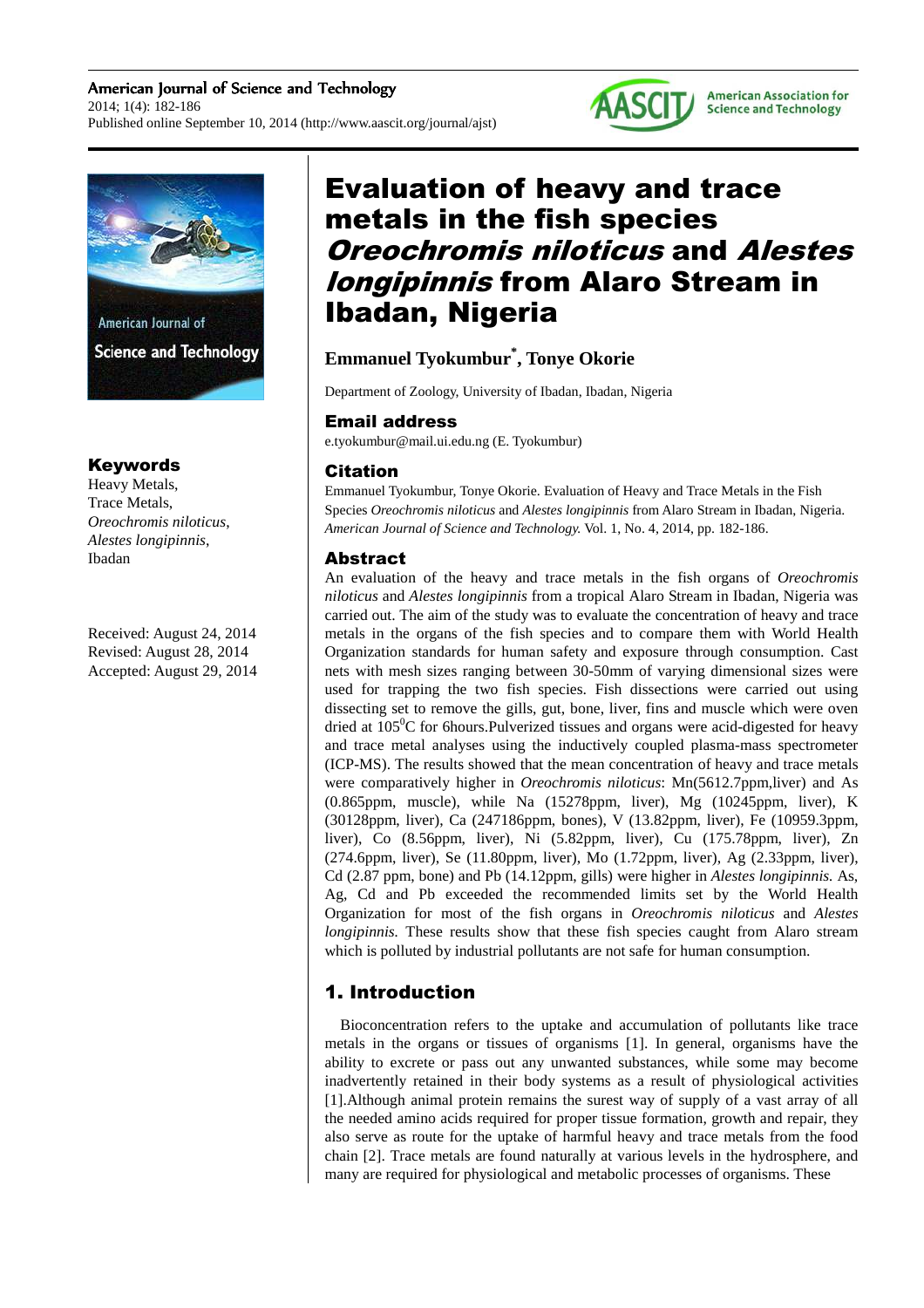# Evaluation of heavy and trace metals in the fish species *Oreochromis niloticus* and *Alestes longipinnis* from Alaro Stream in Ibadan, Nigeria

**Emmanuel Tyokumbur[*], Tonye Okorie**

Department of Zoology, University of Ibadan, Ibadan, Nigeria

## Email address

e.tyokumbur@mail.ui.edu.ng (E. Tyokumbur)

## Citation

Emmanuel Tyokumbur, Tonye Okorie. Evaluation of Heavy and Trace Metals in the Fish Species *Oreochromis niloticus* and *Alestes longipinnis* from Alaro Stream in Ibadan, Nigeria. *American Journal of Science and Technology.* Vol. 1, No. 4, 2014, pp. 182-186.

## Keywords

Heavy Metals,
Trace Metals,
*Oreochromis niloticus*,
*Alestes longipinnis*,
Ibadan

Received: August 24, 2014
Revised: August 28, 2014
Accepted: August 29, 2014

## Abstract

An evaluation of the heavy and trace metals in the fish organs of *Oreochromis niloticus* and *Alestes longipinnis* from a tropical Alaro Stream in Ibadan, Nigeria was carried out. The aim of the study was to evaluate the concentration of heavy and trace metals in the organs of the fish species and to compare them with World Health Organization standards for human safety and exposure through consumption. Cast nets with mesh sizes ranging between 30-50mm of varying dimensional sizes were used for trapping the two fish species. Fish dissections were carried out using dissecting set to remove the gills, gut, bone, liver, fins and muscle which were oven dried at $105^0$C for 6hours.Pulverized tissues and organs were acid-digested for heavy and trace metal analyses using the inductively coupled plasma-mass spectrometer (ICP-MS). The results showed that the mean concentration of heavy and trace metals were comparatively higher in *Oreochromis niloticus*: Mn(5612.7ppm,liver) and As (0.865ppm, muscle), while Na (15278ppm, liver), Mg (10245ppm, liver), K (30128ppm, liver), Ca (247186ppm, bones), V (13.82ppm, liver), Fe (10959.3ppm, liver), Co (8.56ppm, liver), Ni (5.82ppm, liver), Cu (175.78ppm, liver), Zn (274.6ppm, liver), Se (11.80ppm, liver), Mo (1.72ppm, liver), Ag (2.33ppm, liver), Cd (2.87 ppm, bone) and Pb (14.12ppm, gills) were higher in *Alestes longipinnis.* As, Ag, Cd and Pb exceeded the recommended limits set by the World Health Organization for most of the fish organs in *Oreochromis niloticus* and *Alestes longipinnis.* These results show that these fish species caught from Alaro stream which is polluted by industrial pollutants are not safe for human consumption.

## 1. Introduction

Bioconcentration refers to the uptake and accumulation of pollutants like trace metals in the organs or tissues of organisms [1]. In general, organisms have the ability to excrete or pass out any unwanted substances, while some may become inadvertently retained in their body systems as a result of physiological activities [1].Although animal protein remains the surest way of supply of a vast array of all the needed amino acids required for proper tissue formation, growth and repair, they also serve as route for the uptake of harmful heavy and trace metals from the food chain [2]. Trace metals are found naturally at various levels in the hydrosphere, and many are required for physiological and metabolic processes of organisms. These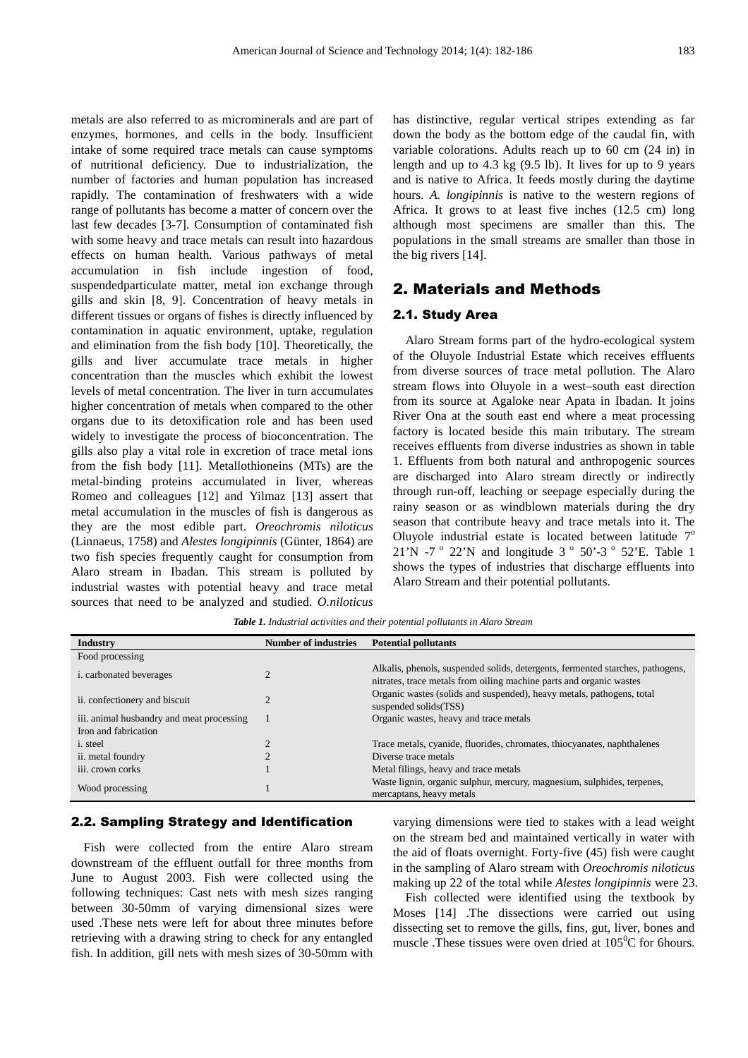metals are also referred to as microminerals and are part of enzymes, hormones, and cells in the body. Insufficient intake of some required trace metals can cause symptoms of nutritional deficiency. Due to industrialization, the number of factories and human population has increased rapidly. The contamination of freshwaters with a wide range of pollutants has become a matter of concern over the last few decades [3-7]. Consumption of contaminated fish with some heavy and trace metals can result into hazardous effects on human health. Various pathways of metal accumulation in fish include ingestion of food, suspendedparticulate matter, metal ion exchange through gills and skin [8, 9]. Concentration of heavy metals in different tissues or organs of fishes is directly influenced by contamination in aquatic environment, uptake, regulation and elimination from the fish body [10]. Theoretically, the gills and liver accumulate trace metals in higher concentration than the muscles which exhibit the lowest levels of metal concentration. The liver in turn accumulates higher concentration of metals when compared to the other organs due to its detoxification role and has been used widely to investigate the process of bioconcentration. The gills also play a vital role in excretion of trace metal ions from the fish body [11]. Metallothioneins (MTs) are the metal-binding proteins accumulated in liver, whereas Romeo and colleagues [12] and Yilmaz [13] assert that metal accumulation in the muscles of fish is dangerous as they are the most edible part. *Oreochromis niloticus* (Linnaeus, 1758) and *Alestes longipinnis* (Günter, 1864) are two fish species frequently caught for consumption from Alaro stream in Ibadan. This stream is polluted by industrial wastes with potential heavy and trace metal sources that need to be analyzed and studied. *O.niloticus* has distinctive, regular vertical stripes extending as far down the body as the bottom edge of the caudal fin, with variable colorations. Adults reach up to 60 cm (24 in) in length and up to 4.3 kg (9.5 lb). It lives for up to 9 years and is native to Africa. It feeds mostly during the daytime hours. *A. longipinnis* is native to the western regions of Africa. It grows to at least five inches (12.5 cm) long although most specimens are smaller than this. The populations in the small streams are smaller than those in the big rivers [14].

## 2. Materials and Methods

### 2.1. Study Area

Alaro Stream forms part of the hydro-ecological system of the Oluyole Industrial Estate which receives effluents from diverse sources of trace metal pollution. The Alaro stream flows into Oluyole in a west–south east direction from its source at Agaloke near Apata in Ibadan. It joins River Ona at the south east end where a meat processing factory is located beside this main tributary. The stream receives effluents from diverse industries as shown in table 1. Effluents from both natural and anthropogenic sources are discharged into Alaro stream directly or indirectly through run-off, leaching or seepage especially during the rainy season or as windblown materials during the dry season that contribute heavy and trace metals into it. The Oluyole industrial estate is located between latitude 7° 21'N -7 ° 22'N and longitude 3 ° 50'-3 ° 52'E. Table 1 shows the types of industries that discharge effluents into Alaro Stream and their potential pollutants.

***Table 1.*** *Industrial activities and their potential pollutants in Alaro Stream*

| Industry | Number of industries | Potential pollutants |
|---|---|---|
| Food processing | | |
| i. carbonated beverages | 2 | Alkalis, phenols, suspended solids, detergents, fermented starches, pathogens, nitrates, trace metals from oiling machine parts and organic wastes |
| ii. confectionery and biscuit | 2 | Organic wastes (solids and suspended), heavy metals, pathogens, total suspended solids(TSS) |
| iii. animal husbandry and meat processing | 1 | Organic wastes, heavy and trace metals |
| Iron and fabrication | | |
| i. steel | 2 | Trace metals, cyanide, fluorides, chromates, thiocyanates, naphthalenes |
| ii. metal foundry | 2 | Diverse trace metals |
| iii. crown corks | 1 | Metal filings, heavy and trace metals |
| Wood processing | 1 | Waste lignin, organic sulphur, mercury, magnesium, sulphides, terpenes, mercaptans, heavy metals |

### 2.2. Sampling Strategy and Identification

Fish were collected from the entire Alaro stream downstream of the effluent outfall for three months from June to August 2003. Fish were collected using the following techniques: Cast nets with mesh sizes ranging between 30-50mm of varying dimensional sizes were used .These nets were left for about three minutes before retrieving with a drawing string to check for any entangled fish. In addition, gill nets with mesh sizes of 30-50mm with varying dimensions were tied to stakes with a lead weight on the stream bed and maintained vertically in water with the aid of floats overnight. Forty-five (45) fish were caught in the sampling of Alaro stream with *Oreochromis niloticus* making up 22 of the total while *Alestes longipinnis* were 23.

Fish collected were identified using the textbook by Moses [14] .The dissections were carried out using dissecting set to remove the gills, fins, gut, liver, bones and muscle .These tissues were oven dried at $105^0$C for 6hours.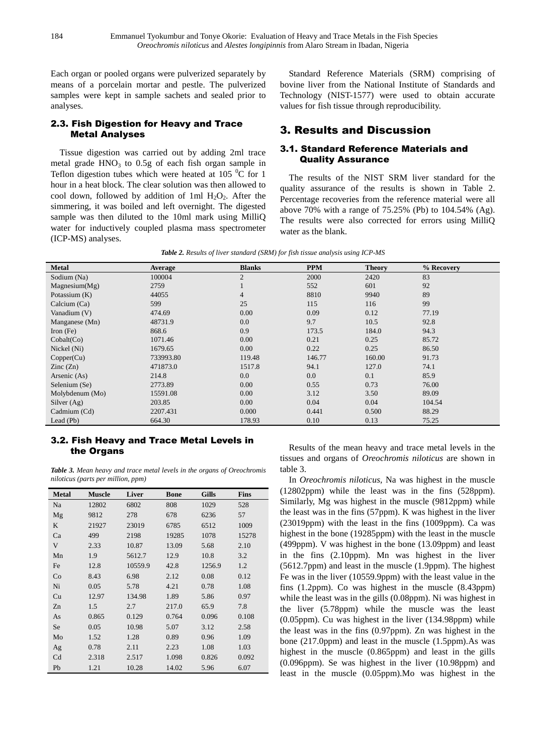Each organ or pooled organs were pulverized separately by means of a porcelain mortar and pestle. The pulverized samples were kept in sample sachets and sealed prior to analyses.

## 2.3. Fish Digestion for Heavy and Trace Metal Analyses

Tissue digestion was carried out by adding 2ml trace metal grade $HNO_3$ to 0.5g of each fish organ sample in Teflon digestion tubes which were heated at 105 $^0$C for 1 hour in a heat block. The clear solution was then allowed to cool down, followed by addition of 1ml $H_2O_2$. After the simmering, it was boiled and left overnight. The digested sample was then diluted to the 10ml mark using MilliQ water for inductively coupled plasma mass spectrometer (ICP-MS) analyses.

Standard Reference Materials (SRM) comprising of bovine liver from the National Institute of Standards and Technology (NIST-1577) were used to obtain accurate values for fish tissue through reproducibility.

# 3. Results and Discussion

## 3.1. Standard Reference Materials and Quality Assurance

The results of the NIST SRM liver standard for the quality assurance of the results is shown in Table 2. Percentage recoveries from the reference material were all above 70% with a range of 75.25% (Pb) to 104.54% (Ag). The results were also corrected for errors using MilliQ water as the blank.

***Table 2.*** *Results of liver standard (SRM) for fish tissue analysis using ICP-MS*

| Metal | Average | Blanks | PPM | Theory | % Recovery |
|---|---|---|---|---|---|
| Sodium (Na) | 100004 | 2 | 2000 | 2420 | 83 |
| Magnesium(Mg) | 2759 | 1 | 552 | 601 | 92 |
| Potassium (K) | 44055 | 4 | 8810 | 9940 | 89 |
| Calcium (Ca) | 599 | 25 | 115 | 116 | 99 |
| Vanadium (V) | 474.69 | 0.00 | 0.09 | 0.12 | 77.19 |
| Manganese (Mn) | 48731.9 | 0.0 | 9.7 | 10.5 | 92.8 |
| Iron (Fe) | 868.6 | 0.9 | 173.5 | 184.0 | 94.3 |
| Cobalt(Co) | 1071.46 | 0.00 | 0.21 | 0.25 | 85.72 |
| Nickel (Ni) | 1679.65 | 0.00 | 0.22 | 0.25 | 86.50 |
| Copper(Cu) | 733993.80 | 119.48 | 146.77 | 160.00 | 91.73 |
| Zinc (Zn) | 471873.0 | 1517.8 | 94.1 | 127.0 | 74.1 |
| Arsenic (As) | 214.8 | 0.0 | 0.0 | 0.1 | 85.9 |
| Selenium (Se) | 2773.89 | 0.00 | 0.55 | 0.73 | 76.00 |
| Molybdenum (Mo) | 15591.08 | 0.00 | 3.12 | 3.50 | 89.09 |
| Silver (Ag) | 203.85 | 0.00 | 0.04 | 0.04 | 104.54 |
| Cadmium (Cd) | 2207.431 | 0.000 | 0.441 | 0.500 | 88.29 |
| Lead (Pb) | 664.30 | 178.93 | 0.10 | 0.13 | 75.25 |

## 3.2. Fish Heavy and Trace Metal Levels in the Organs

***Table 3.*** *Mean heavy and trace metal levels in the organs of Oreochromis niloticus (parts per million, ppm)*

| Metal | Muscle | Liver | Bone | Gills | Fins |
|---|---|---|---|---|---|
| Na | 12802 | 6802 | 808 | 1029 | 528 |
| Mg | 9812 | 278 | 678 | 6236 | 57 |
| K | 21927 | 23019 | 6785 | 6512 | 1009 |
| Ca | 499 | 2198 | 19285 | 1078 | 15278 |
| V | 2.33 | 10.87 | 13.09 | 5.68 | 2.10 |
| Mn | 1.9 | 5612.7 | 12.9 | 10.8 | 3.2 |
| Fe | 12.8 | 10559.9 | 42.8 | 1256.9 | 1.2 |
| Co | 8.43 | 6.98 | 2.12 | 0.08 | 0.12 |
| Ni | 0.05 | 5.78 | 4.21 | 0.78 | 1.08 |
| Cu | 12.97 | 134.98 | 1.89 | 5.86 | 0.97 |
| Zn | 1.5 | 2.7 | 217.0 | 65.9 | 7.8 |
| As | 0.865 | 0.129 | 0.764 | 0.096 | 0.108 |
| Se | 0.05 | 10.98 | 5.07 | 3.12 | 2.58 |
| Mo | 1.52 | 1.28 | 0.89 | 0.96 | 1.09 |
| Ag | 0.78 | 2.11 | 2.23 | 1.08 | 1.03 |
| Cd | 2.318 | 2.517 | 1.098 | 0.826 | 0.092 |
| Pb | 1.21 | 10.28 | 14.02 | 5.96 | 6.07 |

Results of the mean heavy and trace metal levels in the tissues and organs of *Oreochromis niloticus* are shown in table 3.

In *Oreochromis niloticus*, Na was highest in the muscle (12802ppm) while the least was in the fins (528ppm). Similarly, Mg was highest in the muscle (9812ppm) while the least was in the fins (57ppm). K was highest in the liver (23019ppm) with the least in the fins (1009ppm). Ca was highest in the bone (19285ppm) with the least in the muscle (499ppm). V was highest in the bone (13.09ppm) and least in the fins (2.10ppm). Mn was highest in the liver (5612.7ppm) and least in the muscle (1.9ppm). The highest Fe was in the liver (10559.9ppm) with the least value in the fins (1.2ppm). Co was highest in the muscle (8.43ppm) while the least was in the gills (0.08ppm). Ni was highest in the liver (5.78ppm) while the muscle was the least (0.05ppm). Cu was highest in the liver (134.98ppm) while the least was in the fins (0.97ppm). Zn was highest in the bone (217.0ppm) and least in the muscle (1.5ppm).As was highest in the muscle (0.865ppm) and least in the gills (0.096ppm). Se was highest in the liver (10.98ppm) and least in the muscle (0.05ppm).Mo was highest in the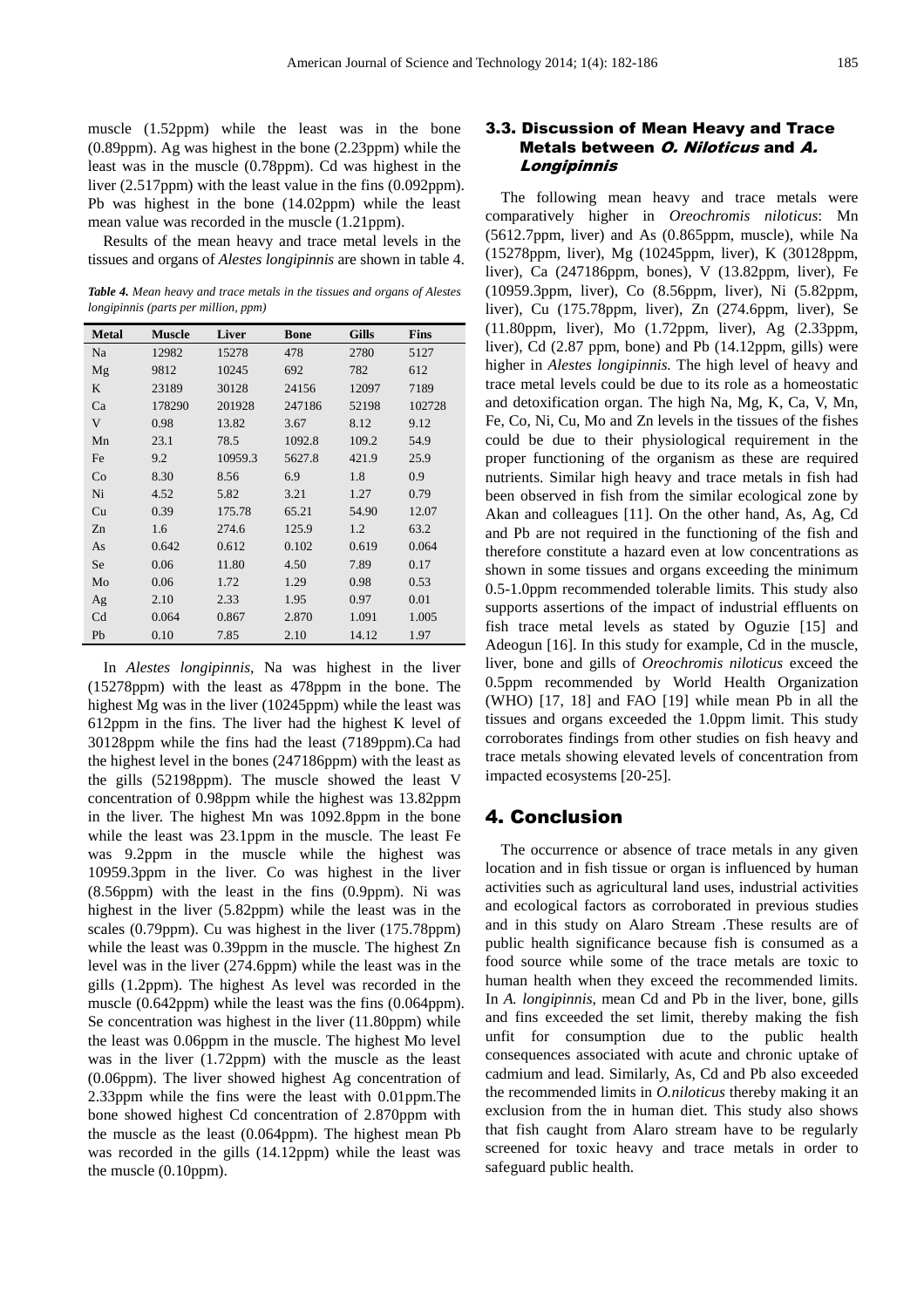muscle (1.52ppm) while the least was in the bone (0.89ppm). Ag was highest in the bone (2.23ppm) while the least was in the muscle (0.78ppm). Cd was highest in the liver (2.517ppm) with the least value in the fins (0.092ppm). Pb was highest in the bone (14.02ppm) while the least mean value was recorded in the muscle (1.21ppm).

Results of the mean heavy and trace metal levels in the tissues and organs of *Alestes longipinnis* are shown in table 4.

***Table 4.*** *Mean heavy and trace metals in the tissues and organs of Alestes longipinnis (parts per million, ppm)*

| Metal | Muscle | Liver | Bone | Gills | Fins |
|---|---|---|---|---|---|
| Na | 12982 | 15278 | 478 | 2780 | 5127 |
| Mg | 9812 | 10245 | 692 | 782 | 612 |
| K | 23189 | 30128 | 24156 | 12097 | 7189 |
| Ca | 178290 | 201928 | 247186 | 52198 | 102728 |
| V | 0.98 | 13.82 | 3.67 | 8.12 | 9.12 |
| Mn | 23.1 | 78.5 | 1092.8 | 109.2 | 54.9 |
| Fe | 9.2 | 10959.3 | 5627.8 | 421.9 | 25.9 |
| Co | 8.30 | 8.56 | 6.9 | 1.8 | 0.9 |
| Ni | 4.52 | 5.82 | 3.21 | 1.27 | 0.79 |
| Cu | 0.39 | 175.78 | 65.21 | 54.90 | 12.07 |
| Zn | 1.6 | 274.6 | 125.9 | 1.2 | 63.2 |
| As | 0.642 | 0.612 | 0.102 | 0.619 | 0.064 |
| Se | 0.06 | 11.80 | 4.50 | 7.89 | 0.17 |
| Mo | 0.06 | 1.72 | 1.29 | 0.98 | 0.53 |
| Ag | 2.10 | 2.33 | 1.95 | 0.97 | 0.01 |
| Cd | 0.064 | 0.867 | 2.870 | 1.091 | 1.005 |
| Pb | 0.10 | 7.85 | 2.10 | 14.12 | 1.97 |

In *Alestes longipinnis*, Na was highest in the liver (15278ppm) with the least as 478ppm in the bone. The highest Mg was in the liver (10245ppm) while the least was 612ppm in the fins. The liver had the highest K level of 30128ppm while the fins had the least (7189ppm).Ca had the highest level in the bones (247186ppm) with the least as the gills (52198ppm). The muscle showed the least V concentration of 0.98ppm while the highest was 13.82ppm in the liver. The highest Mn was 1092.8ppm in the bone while the least was 23.1ppm in the muscle. The least Fe was 9.2ppm in the muscle while the highest was 10959.3ppm in the liver. Co was highest in the liver (8.56ppm) with the least in the fins (0.9ppm). Ni was highest in the liver (5.82ppm) while the least was in the scales (0.79ppm). Cu was highest in the liver (175.78ppm) while the least was 0.39ppm in the muscle. The highest Zn level was in the liver (274.6ppm) while the least was in the gills (1.2ppm). The highest As level was recorded in the muscle (0.642ppm) while the least was the fins (0.064ppm). Se concentration was highest in the liver (11.80ppm) while the least was 0.06ppm in the muscle. The highest Mo level was in the liver (1.72ppm) with the muscle as the least (0.06ppm). The liver showed highest Ag concentration of 2.33ppm while the fins were the least with 0.01ppm.The bone showed highest Cd concentration of 2.870ppm with the muscle as the least (0.064ppm). The highest mean Pb was recorded in the gills (14.12ppm) while the least was the muscle (0.10ppm).

### 3.3. Discussion of Mean Heavy and Trace Metals between *O. Niloticus* and *A. Longipinnis*

The following mean heavy and trace metals were comparatively higher in *Oreochromis niloticus*: Mn (5612.7ppm, liver) and As (0.865ppm, muscle), while Na (15278ppm, liver), Mg (10245ppm, liver), K (30128ppm, liver), Ca (247186ppm, bones), V (13.82ppm, liver), Fe (10959.3ppm, liver), Co (8.56ppm, liver), Ni (5.82ppm, liver), Cu (175.78ppm, liver), Zn (274.6ppm, liver), Se (11.80ppm, liver), Mo (1.72ppm, liver), Ag (2.33ppm, liver), Cd (2.87 ppm, bone) and Pb (14.12ppm, gills) were higher in *Alestes longipinnis.* The high level of heavy and trace metal levels could be due to its role as a homeostatic and detoxification organ. The high Na, Mg, K, Ca, V, Mn, Fe, Co, Ni, Cu, Mo and Zn levels in the tissues of the fishes could be due to their physiological requirement in the proper functioning of the organism as these are required nutrients. Similar high heavy and trace metals in fish had been observed in fish from the similar ecological zone by Akan and colleagues [11]. On the other hand, As, Ag, Cd and Pb are not required in the functioning of the fish and therefore constitute a hazard even at low concentrations as shown in some tissues and organs exceeding the minimum 0.5-1.0ppm recommended tolerable limits. This study also supports assertions of the impact of industrial effluents on fish trace metal levels as stated by Oguzie [15] and Adeogun [16]. In this study for example, Cd in the muscle, liver, bone and gills of *Oreochromis niloticus* exceed the 0.5ppm recommended by World Health Organization (WHO) [17, 18] and FAO [19] while mean Pb in all the tissues and organs exceeded the 1.0ppm limit. This study corroborates findings from other studies on fish heavy and trace metals showing elevated levels of concentration from impacted ecosystems [20-25].

## 4. Conclusion

The occurrence or absence of trace metals in any given location and in fish tissue or organ is influenced by human activities such as agricultural land uses, industrial activities and ecological factors as corroborated in previous studies and in this study on Alaro Stream .These results are of public health significance because fish is consumed as a food source while some of the trace metals are toxic to human health when they exceed the recommended limits. In *A. longipinnis*, mean Cd and Pb in the liver, bone, gills and fins exceeded the set limit, thereby making the fish unfit for consumption due to the public health consequences associated with acute and chronic uptake of cadmium and lead. Similarly, As, Cd and Pb also exceeded the recommended limits in *O.niloticus* thereby making it an exclusion from the in human diet. This study also shows that fish caught from Alaro stream have to be regularly screened for toxic heavy and trace metals in order to safeguard public health.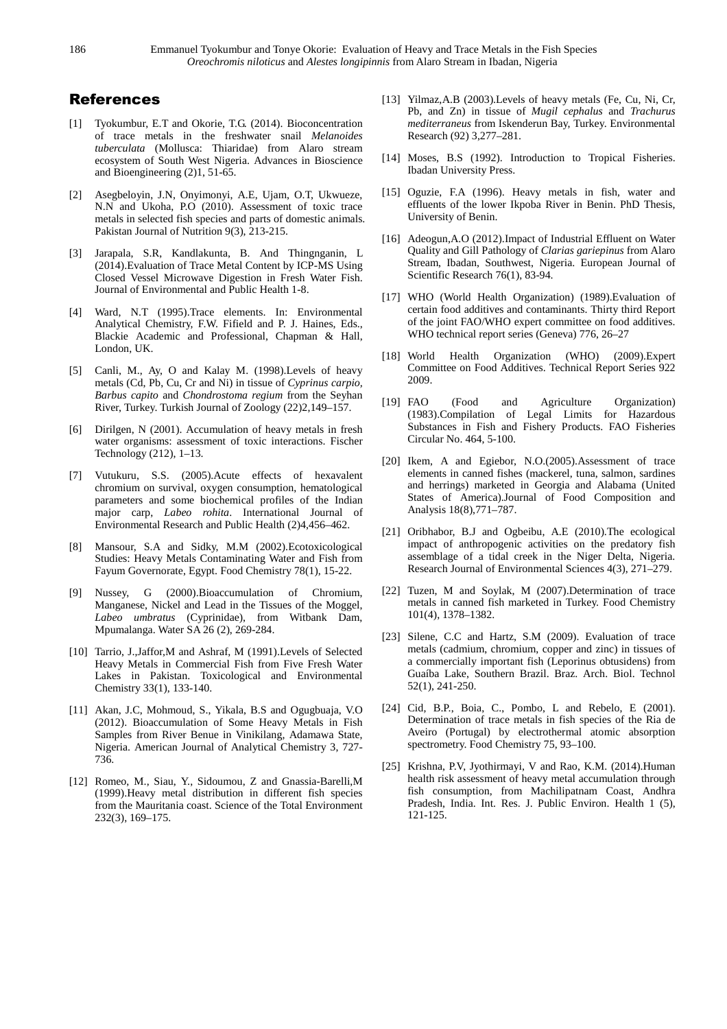## References

[1] Tyokumbur, E.T and Okorie, T.G. (2014). Bioconcentration of trace metals in the freshwater snail *Melanoides tuberculata* (Mollusca: Thiaridae) from Alaro stream ecosystem of South West Nigeria. Advances in Bioscience and Bioengineering (2)1, 51-65.

[2] Asegbeloyin, J.N, Onyimonyi, A.E, Ujam, O.T, Ukwueze, N.N and Ukoha, P.O (2010). Assessment of toxic trace metals in selected fish species and parts of domestic animals. Pakistan Journal of Nutrition 9(3), 213-215.

[3] Jarapala, S.R, Kandlakunta, B. And Thingnganin, L (2014).Evaluation of Trace Metal Content by ICP-MS Using Closed Vessel Microwave Digestion in Fresh Water Fish. Journal of Environmental and Public Health 1-8.

[4] Ward, N.T (1995).Trace elements. In: Environmental Analytical Chemistry, F.W. Fifield and P. J. Haines, Eds., Blackie Academic and Professional, Chapman & Hall, London, UK.

[5] Canli, M., Ay, O and Kalay M. (1998).Levels of heavy metals (Cd, Pb, Cu, Cr and Ni) in tissue of *Cyprinus carpio, Barbus capito* and *Chondrostoma regium* from the Seyhan River, Turkey. Turkish Journal of Zoology (22)2,149–157.

[6] Dirilgen, N (2001). Accumulation of heavy metals in fresh water organisms: assessment of toxic interactions. Fischer Technology (212), 1–13.

[7] Vutukuru, S.S. (2005).Acute effects of hexavalent chromium on survival, oxygen consumption, hematological parameters and some biochemical profiles of the Indian major carp, *Labeo rohita*. International Journal of Environmental Research and Public Health (2)4,456–462.

[8] Mansour, S.A and Sidky, M.M (2002).Ecotoxicological Studies: Heavy Metals Contaminating Water and Fish from Fayum Governorate, Egypt. Food Chemistry 78(1), 15-22.

[9] Nussey, G (2000).Bioaccumulation of Chromium, Manganese, Nickel and Lead in the Tissues of the Moggel, *Labeo umbratus* (Cyprinidae), from Witbank Dam, Mpumalanga. Water SA 26 (2), 269-284.

[10] Tarrio, J.,Jaffor,M and Ashraf, M (1991).Levels of Selected Heavy Metals in Commercial Fish from Five Fresh Water Lakes in Pakistan. Toxicological and Environmental Chemistry 33(1), 133-140.

[11] Akan, J.C, Mohmoud, S., Yikala, B.S and Ogugbuaja, V.O (2012). Bioaccumulation of Some Heavy Metals in Fish Samples from River Benue in Vinikilang, Adamawa State, Nigeria. American Journal of Analytical Chemistry 3, 727-736.

[12] Romeo, M., Siau, Y., Sidoumou, Z and Gnassia-Barelli,M (1999).Heavy metal distribution in different fish species from the Mauritania coast. Science of the Total Environment 232(3), 169–175.

[13] Yilmaz,A.B (2003).Levels of heavy metals (Fe, Cu, Ni, Cr, Pb, and Zn) in tissue of *Mugil cephalus* and *Trachurus mediterraneus* from Iskenderun Bay, Turkey. Environmental Research (92) 3,277–281.

[14] Moses, B.S (1992). Introduction to Tropical Fisheries. Ibadan University Press.

[15] Oguzie, F.A (1996). Heavy metals in fish, water and effluents of the lower Ikpoba River in Benin. PhD Thesis, University of Benin.

[16] Adeogun,A.O (2012).Impact of Industrial Effluent on Water Quality and Gill Pathology of *Clarias gariepinus* from Alaro Stream, Ibadan, Southwest, Nigeria. European Journal of Scientific Research 76(1), 83-94.

[17] WHO (World Health Organization) (1989).Evaluation of certain food additives and contaminants. Thirty third Report of the joint FAO/WHO expert committee on food additives. WHO technical report series (Geneva) 776, 26–27

[18] World Health Organization (WHO) (2009).Expert Committee on Food Additives. Technical Report Series 922 2009.

[19] FAO (Food and Agriculture Organization) (1983).Compilation of Legal Limits for Hazardous Substances in Fish and Fishery Products. FAO Fisheries Circular No. 464, 5-100.

[20] Ikem, A and Egiebor, N.O.(2005).Assessment of trace elements in canned fishes (mackerel, tuna, salmon, sardines and herrings) marketed in Georgia and Alabama (United States of America).Journal of Food Composition and Analysis 18(8),771–787.

[21] Oribhabor, B.J and Ogbeibu, A.E (2010).The ecological impact of anthropogenic activities on the predatory fish assemblage of a tidal creek in the Niger Delta, Nigeria. Research Journal of Environmental Sciences 4(3), 271–279.

[22] Tuzen, M and Soylak, M (2007).Determination of trace metals in canned fish marketed in Turkey. Food Chemistry 101(4), 1378–1382.

[23] Silene, C.C and Hartz, S.M (2009). Evaluation of trace metals (cadmium, chromium, copper and zinc) in tissues of a commercially important fish (Leporinus obtusidens) from Guaíba Lake, Southern Brazil. Braz. Arch. Biol. Technol 52(1), 241-250.

[24] Cid, B.P., Boia, C., Pombo, L and Rebelo, E (2001). Determination of trace metals in fish species of the Ria de Aveiro (Portugal) by electrothermal atomic absorption spectrometry. Food Chemistry 75, 93–100.

[25] Krishna, P.V, Jyothirmayi, V and Rao, K.M. (2014).Human health risk assessment of heavy metal accumulation through fish consumption, from Machilipatnam Coast, Andhra Pradesh, India. Int. Res. J. Public Environ. Health 1 (5), 121-125.